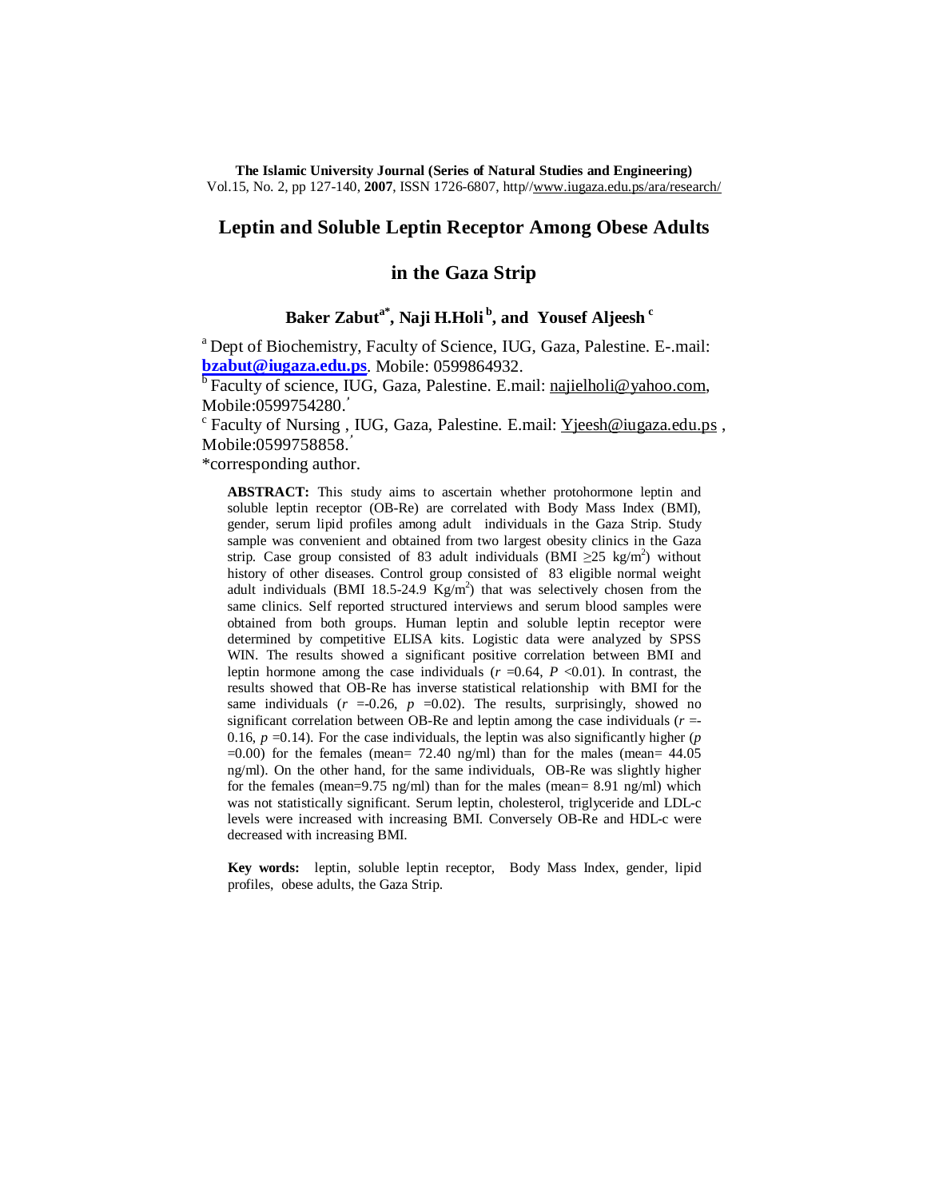**The Islamic University Journal (Series of Natural Studies and Engineering)**
Vol.15, No. 2, pp 127-140, **2007**, ISSN 1726-6807, http//www.iugaza.edu.ps/ara/research/

# Leptin and Soluble Leptin Receptor Among Obese Adults in the Gaza Strip

## Baker Zabut[a*], Naji H.Holi[b], and Yousef Aljeesh[c]

[a] Dept of Biochemistry, Faculty of Science, IUG, Gaza, Palestine. E-.mail: **bzabut@iugaza.edu.ps**. Mobile: 0599864932.
[b] Faculty of science, IUG, Gaza, Palestine. E.mail: najielholi@yahoo.com, Mobile:0599754280.
[c] Faculty of Nursing , IUG, Gaza, Palestine. E.mail: Yjeesh@iugaza.edu.ps , Mobile:0599758858.
*corresponding author.

**ABSTRACT:** This study aims to ascertain whether protohormone leptin and soluble leptin receptor (OB-Re) are correlated with Body Mass Index (BMI), gender, serum lipid profiles among adult individuals in the Gaza Strip. Study sample was convenient and obtained from two largest obesity clinics in the Gaza strip. Case group consisted of 83 adult individuals (BMI $\geq$25 kg/m$^2$) without history of other diseases. Control group consisted of 83 eligible normal weight adult individuals (BMI 18.5-24.9 Kg/m$^2$) that was selectively chosen from the same clinics. Self reported structured interviews and serum blood samples were obtained from both groups. Human leptin and soluble leptin receptor were determined by competitive ELISA kits. Logistic data were analyzed by SPSS WIN. The results showed a significant positive correlation between BMI and leptin hormone among the case individuals ($r$ =0.64, $P$ <0.01). In contrast, the results showed that OB-Re has inverse statistical relationship with BMI for the same individuals ($r$ =-0.26, $p$ =0.02). The results, surprisingly, showed no significant correlation between OB-Re and leptin among the case individuals ($r$ =-0.16, $p$ =0.14). For the case individuals, the leptin was also significantly higher ($p$ =0.00) for the females (mean= 72.40 ng/ml) than for the males (mean= 44.05 ng/ml). On the other hand, for the same individuals, OB-Re was slightly higher for the females (mean=9.75 ng/ml) than for the males (mean= 8.91 ng/ml) which was not statistically significant. Serum leptin, cholesterol, triglyceride and LDL-c levels were increased with increasing BMI. Conversely OB-Re and HDL-c were decreased with increasing BMI.

**Key words:** leptin, soluble leptin receptor, Body Mass Index, gender, lipid profiles, obese adults, the Gaza Strip.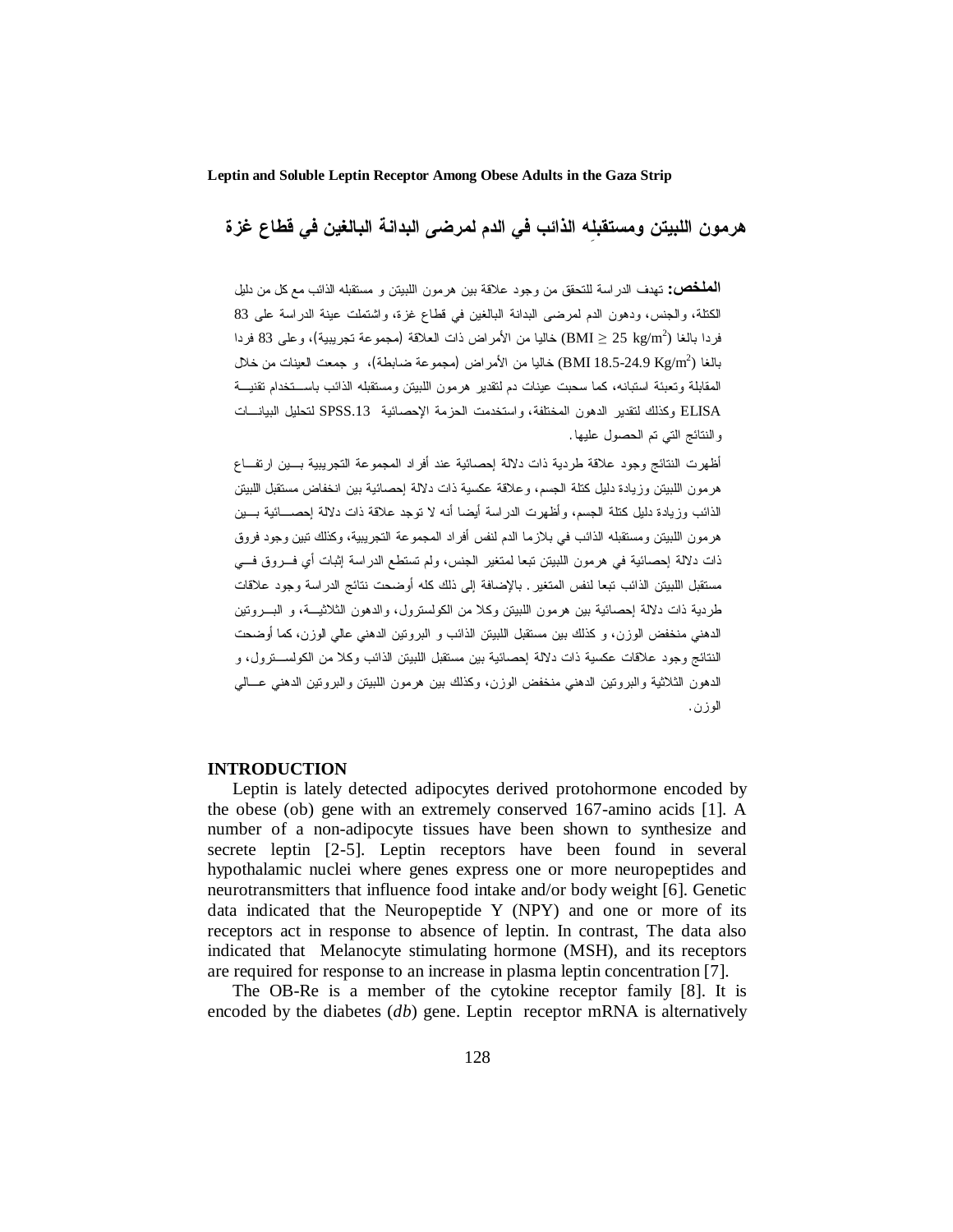**Leptin and Soluble Leptin Receptor Among Obese Adults in the Gaza Strip**

## هرمون اللبيتن ومستقبلِه الذائب في الدم لمرضى البدانة البالغين في قطاع غزة

**الملخص:** تهدف الدراسة للتحقق من وجود علاقة بين هرمون اللبيتن و مستقبله الذائب مع كل من دليل الكتلة، والجنس، ودهون الدم لمرضى البدانة البالغين في قطاع غزة، واشتملت عينة الدراسة على 83 فردا بالغا ($BMI \geq 25\ kg/m^2$) خاليا من الأمراض ذات العلاقة (مجموعة تجريبية)، وعلى 83 فردا بالغا ($BMI\ 18.5\text{-}24.9\ Kg/m^2$) خاليا من الأمراض (مجموعة ضابطة)، و جمعت العينات من خلال المقابلة وتعبئة استبانه، كما سحبت عينات دم لتقدير هرمون اللبيتن ومستقبله الذائب باستخدام تقنية ELISA وكذلك لتقدير الدهون المختلفة، واستخدمت الحزمة الإحصائية SPSS.13 لتحليل البيانات والنتائج التي تم الحصول عليها.

أظهرت النتائج وجود علاقة طردية ذات دلالة إحصائية عند أفراد المجموعة التجريبية بين ارتفاع هرمون اللبيتن وزيادة دليل كتلة الجسم، وعلاقة عكسية ذات دلالة إحصائية بين انخفاض مستقبل اللبيتن الذائب وزيادة دليل كتلة الجسم، وأظهرت الدراسة أيضا أنه لا توجد علاقة ذات دلالة إحصائية بين هرمون اللبيتن ومستقبله الذائب في بلازما الدم لنفس أفراد المجموعة التجريبية، وكذلك تبين وجود فروق ذات دلالة إحصائية في هرمون اللبيتن تبعا لمتغير الجنس، ولم تستطع الدراسة إثبات أي فروق في مستقبل اللبيتن الذائب تبعا لنفس المتغير. بالإضافة إلى ذلك كله أوضحت نتائج الدراسة وجود علاقات طردية ذات دلالة إحصائية بين هرمون اللبيتن وكلا من الكولسترول، والدهون الثلاثية، و البروتين الدهني منخفض الوزن، و كذلك بين مستقبل اللبيتن الذائب و البروتين الدهني عالي الوزن، كما أوضحت النتائج وجود علاقات عكسية ذات دلالة إحصائية بين مستقبل اللبيتن الذائب وكلا من الكولسترول، و الدهون الثلاثية والبروتين الدهني منخفض الوزن، وكذلك بين هرمون اللبيتن والبروتين الدهني عالي الوزن.

## INTRODUCTION

Leptin is lately detected adipocytes derived protohormone encoded by the obese (ob) gene with an extremely conserved 167-amino acids [1]. A number of a non-adipocyte tissues have been shown to synthesize and secrete leptin [2-5]. Leptin receptors have been found in several hypothalamic nuclei where genes express one or more neuropeptides and neurotransmitters that influence food intake and/or body weight [6]. Genetic data indicated that the Neuropeptide Y (NPY) and one or more of its receptors act in response to absence of leptin. In contrast, The data also indicated that Melanocyte stimulating hormone (MSH), and its receptors are required for response to an increase in plasma leptin concentration [7].

The OB-Re is a member of the cytokine receptor family [8]. It is encoded by the diabetes (*db*) gene. Leptin receptor mRNA is alternatively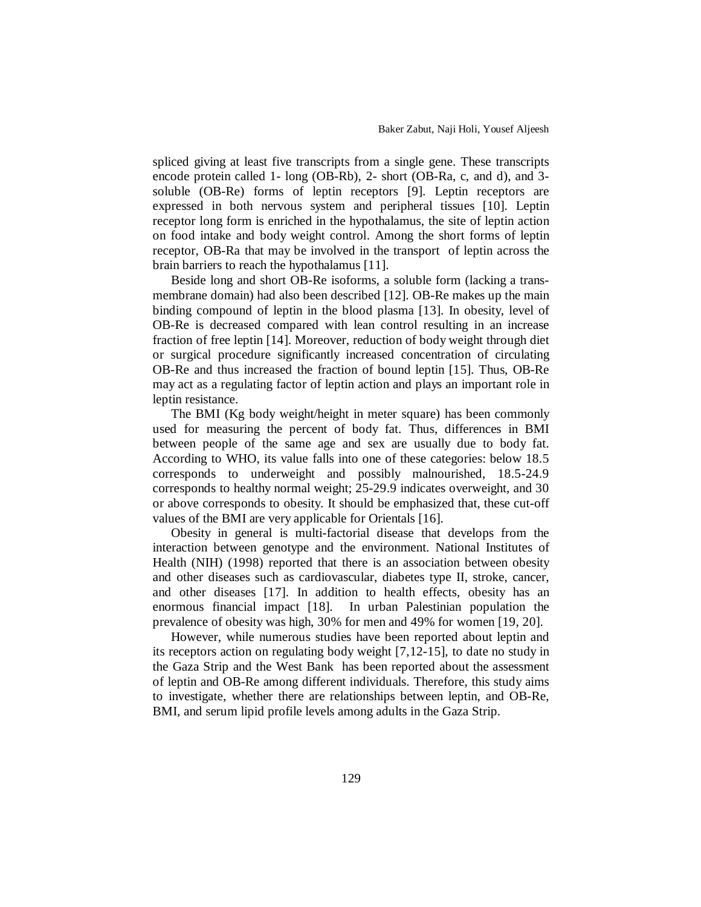spliced giving at least five transcripts from a single gene. These transcripts encode protein called 1- long (OB-Rb), 2- short (OB-Ra, c, and d), and 3- soluble (OB-Re) forms of leptin receptors [9]. Leptin receptors are expressed in both nervous system and peripheral tissues [10]. Leptin receptor long form is enriched in the hypothalamus, the site of leptin action on food intake and body weight control. Among the short forms of leptin receptor, OB-Ra that may be involved in the transport of leptin across the brain barriers to reach the hypothalamus [11].

Beside long and short OB-Re isoforms, a soluble form (lacking a trans-membrane domain) had also been described [12]. OB-Re makes up the main binding compound of leptin in the blood plasma [13]. In obesity, level of OB-Re is decreased compared with lean control resulting in an increase fraction of free leptin [14]. Moreover, reduction of body weight through diet or surgical procedure significantly increased concentration of circulating OB-Re and thus increased the fraction of bound leptin [15]. Thus, OB-Re may act as a regulating factor of leptin action and plays an important role in leptin resistance.

The BMI (Kg body weight/height in meter square) has been commonly used for measuring the percent of body fat. Thus, differences in BMI between people of the same age and sex are usually due to body fat. According to WHO, its value falls into one of these categories: below 18.5 corresponds to underweight and possibly malnourished, 18.5-24.9 corresponds to healthy normal weight; 25-29.9 indicates overweight, and 30 or above corresponds to obesity. It should be emphasized that, these cut-off values of the BMI are very applicable for Orientals [16].

Obesity in general is multi-factorial disease that develops from the interaction between genotype and the environment. National Institutes of Health (NIH) (1998) reported that there is an association between obesity and other diseases such as cardiovascular, diabetes type II, stroke, cancer, and other diseases [17]. In addition to health effects, obesity has an enormous financial impact [18]. In urban Palestinian population the prevalence of obesity was high, 30% for men and 49% for women [19, 20].

However, while numerous studies have been reported about leptin and its receptors action on regulating body weight [7,12-15], to date no study in the Gaza Strip and the West Bank has been reported about the assessment of leptin and OB-Re among different individuals. Therefore, this study aims to investigate, whether there are relationships between leptin, and OB-Re, BMI, and serum lipid profile levels among adults in the Gaza Strip.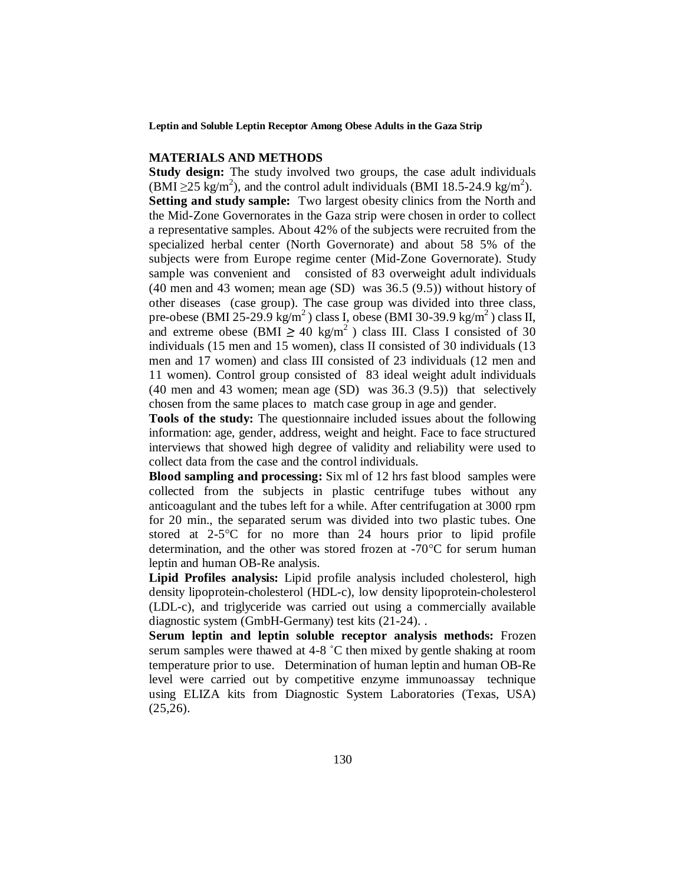## MATERIALS AND METHODS

**Study design:** The study involved two groups, the case adult individuals (BMI $\geq$25 kg/m$^2$), and the control adult individuals (BMI 18.5-24.9 kg/m$^2$).

**Setting and study sample:** Two largest obesity clinics from the North and the Mid-Zone Governorates in the Gaza strip were chosen in order to collect a representative samples. About 42% of the subjects were recruited from the specialized herbal center (North Governorate) and about 58 5% of the subjects were from Europe regime center (Mid-Zone Governorate). Study sample was convenient and consisted of 83 overweight adult individuals (40 men and 43 women; mean age (SD) was 36.5 (9.5)) without history of other diseases (case group). The case group was divided into three class, pre-obese (BMI 25-29.9 kg/m$^2$ ) class I, obese (BMI 30-39.9 kg/m$^2$ ) class II, and extreme obese (BMI $\geq$ 40 kg/m$^2$ ) class III. Class I consisted of 30 individuals (15 men and 15 women), class II consisted of 30 individuals (13 men and 17 women) and class III consisted of 23 individuals (12 men and 11 women). Control group consisted of 83 ideal weight adult individuals (40 men and 43 women; mean age (SD) was 36.3 (9.5)) that selectively chosen from the same places to match case group in age and gender.

**Tools of the study:** The questionnaire included issues about the following information: age, gender, address, weight and height. Face to face structured interviews that showed high degree of validity and reliability were used to collect data from the case and the control individuals.

**Blood sampling and processing:** Six ml of 12 hrs fast blood samples were collected from the subjects in plastic centrifuge tubes without any anticoagulant and the tubes left for a while. After centrifugation at 3000 rpm for 20 min., the separated serum was divided into two plastic tubes. One stored at 2-5°C for no more than 24 hours prior to lipid profile determination, and the other was stored frozen at -70°C for serum human leptin and human OB-Re analysis.

**Lipid Profiles analysis:** Lipid profile analysis included cholesterol, high density lipoprotein-cholesterol (HDL-c), low density lipoprotein-cholesterol (LDL-c), and triglyceride was carried out using a commercially available diagnostic system (GmbH-Germany) test kits (21-24). .

**Serum leptin and leptin soluble receptor analysis methods:** Frozen serum samples were thawed at 4-8 ˚C then mixed by gentle shaking at room temperature prior to use. Determination of human leptin and human OB-Re level were carried out by competitive enzyme immunoassay technique using ELIZA kits from Diagnostic System Laboratories (Texas, USA) (25,26).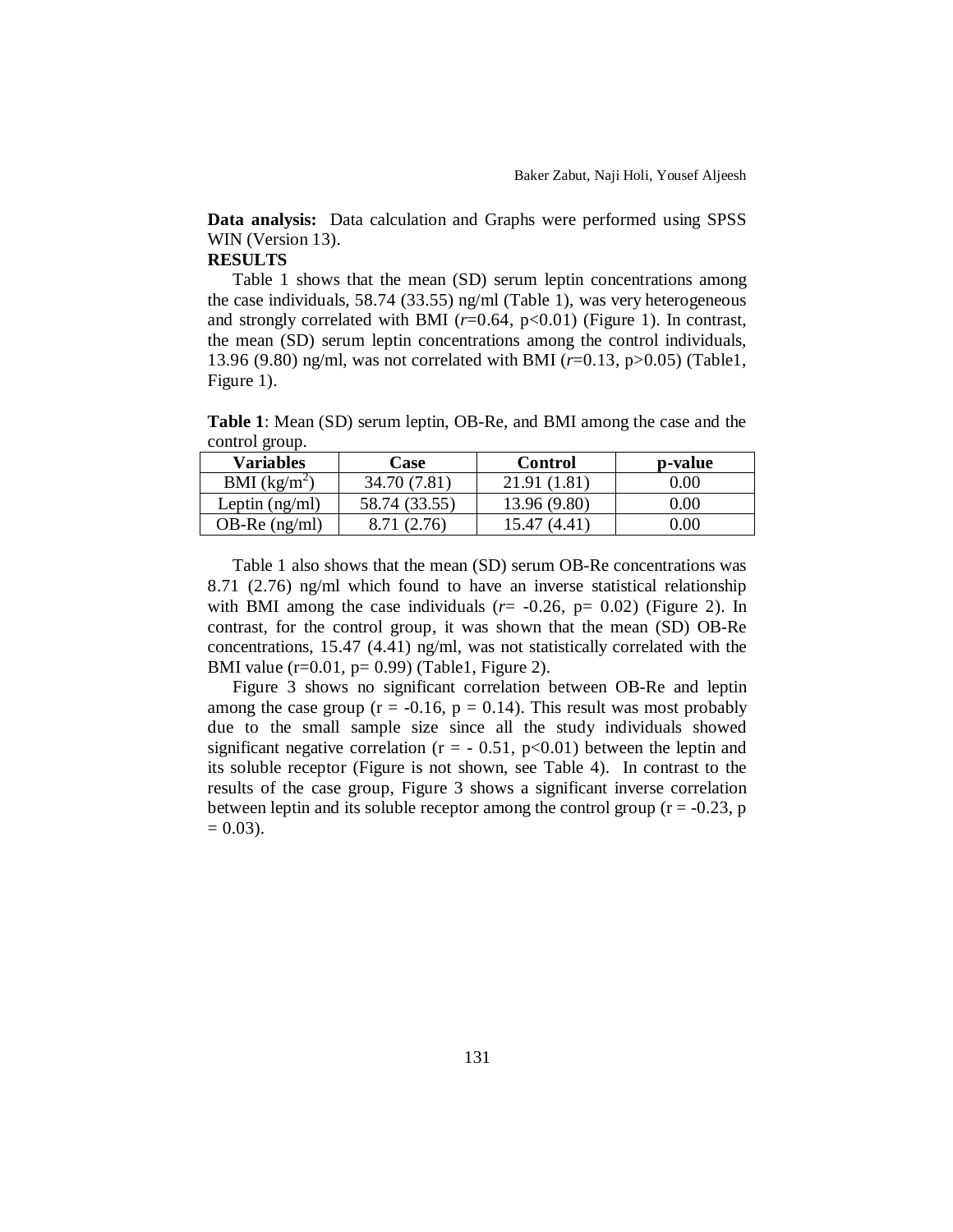**Data analysis:** Data calculation and Graphs were performed using SPSS WIN (Version 13).

**RESULTS**

Table 1 shows that the mean (SD) serum leptin concentrations among the case individuals, 58.74 (33.55) ng/ml (Table 1), was very heterogeneous and strongly correlated with BMI ($r$=0.64, $p<0.01$) (Figure 1). In contrast, the mean (SD) serum leptin concentrations among the control individuals, 13.96 (9.80) ng/ml, was not correlated with BMI ($r$=0.13, $p>0.05$) (Table1, Figure 1).

**Table 1**: Mean (SD) serum leptin, OB-Re, and BMI among the case and the control group.

| Variables | Case | Control | p-value |
|---|---|---|---|
| BMI ($kg/m^2$) | 34.70 (7.81) | 21.91 (1.81) | 0.00 |
| Leptin (ng/ml) | 58.74 (33.55) | 13.96 (9.80) | 0.00 |
| OB-Re (ng/ml) | 8.71 (2.76) | 15.47 (4.41) | 0.00 |

Table 1 also shows that the mean (SD) serum OB-Re concentrations was 8.71 (2.76) ng/ml which found to have an inverse statistical relationship with BMI among the case individuals ($r$= -0.26, p= 0.02) (Figure 2). In contrast, for the control group, it was shown that the mean (SD) OB-Re concentrations, 15.47 (4.41) ng/ml, was not statistically correlated with the BMI value (r=0.01, p= 0.99) (Table1, Figure 2).

Figure 3 shows no significant correlation between OB-Re and leptin among the case group ($r = -0.16$, $p = 0.14$). This result was most probably due to the small sample size since all the study individuals showed significant negative correlation ($r = -0.51$, $p<0.01$) between the leptin and its soluble receptor (Figure is not shown, see Table 4). In contrast to the results of the case group, Figure 3 shows a significant inverse correlation between leptin and its soluble receptor among the control group ($r = -0.23$, $p = 0.03$).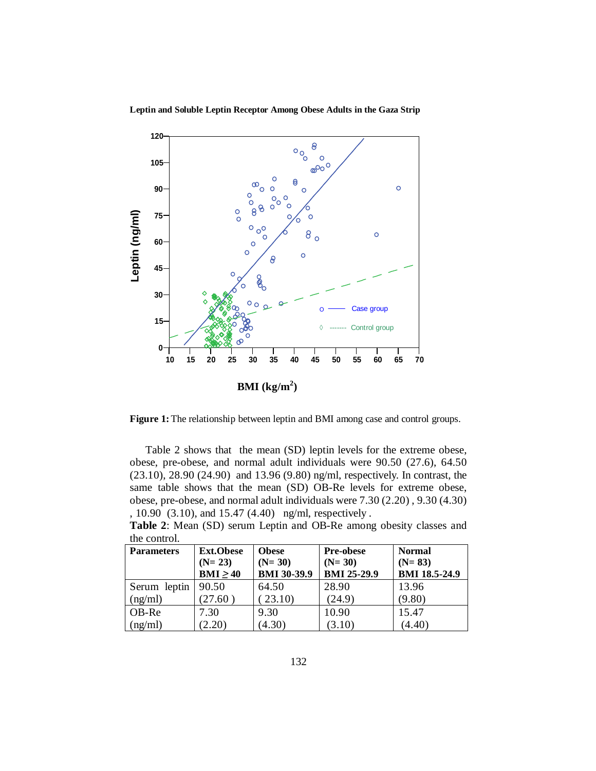**Figure 1:** The relationship between leptin and BMI among case and control groups.

Table 2 shows that the mean (SD) leptin levels for the extreme obese, obese, pre-obese, and normal adult individuals were 90.50 (27.6), 64.50 (23.10), 28.90 (24.90) and 13.96 (9.80) ng/ml, respectively. In contrast, the same table shows that the mean (SD) OB-Re levels for extreme obese, obese, pre-obese, and normal adult individuals were 7.30 (2.20) , 9.30 (4.30) , 10.90 (3.10), and 15.47 (4.40) ng/ml, respectively .

**Table 2**: Mean (SD) serum Leptin and OB-Re among obesity classes and the control.

| Parameters | Ext.Obese (N= 23) BMI ≥ 40 | Obese (N= 30) BMI 30-39.9 | Pre-obese (N= 30) BMI 25-29.9 | Normal (N= 83) BMI 18.5-24.9 |
|---|---|---|---|---|
| Serum leptin (ng/ml) | 90.50 (27.60 ) | 64.50 ( 23.10) | 28.90 (24.9) | 13.96 (9.80) |
| OB-Re (ng/ml) | 7.30 (2.20) | 9.30 (4.30) | 10.90 (3.10) | 15.47 (4.40) |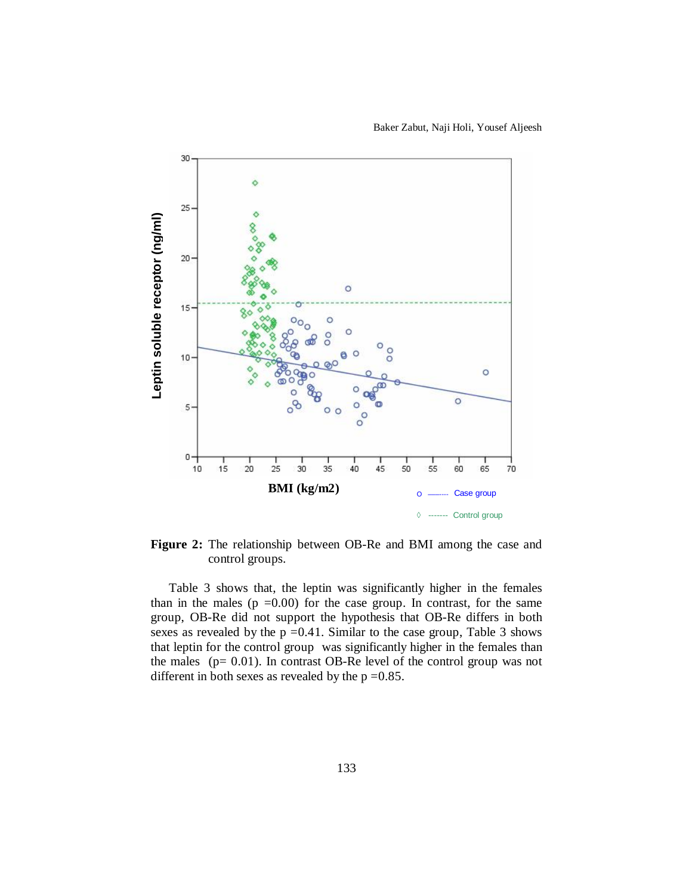**Figure 2:** The relationship between OB-Re and BMI among the case and control groups.

Table 3 shows that, the leptin was significantly higher in the females than in the males (p =0.00) for the case group. In contrast, for the same group, OB-Re did not support the hypothesis that OB-Re differs in both sexes as revealed by the p =0.41. Similar to the case group, Table 3 shows that leptin for the control group was significantly higher in the females than the males (p= 0.01). In contrast OB-Re level of the control group was not different in both sexes as revealed by the p =0.85.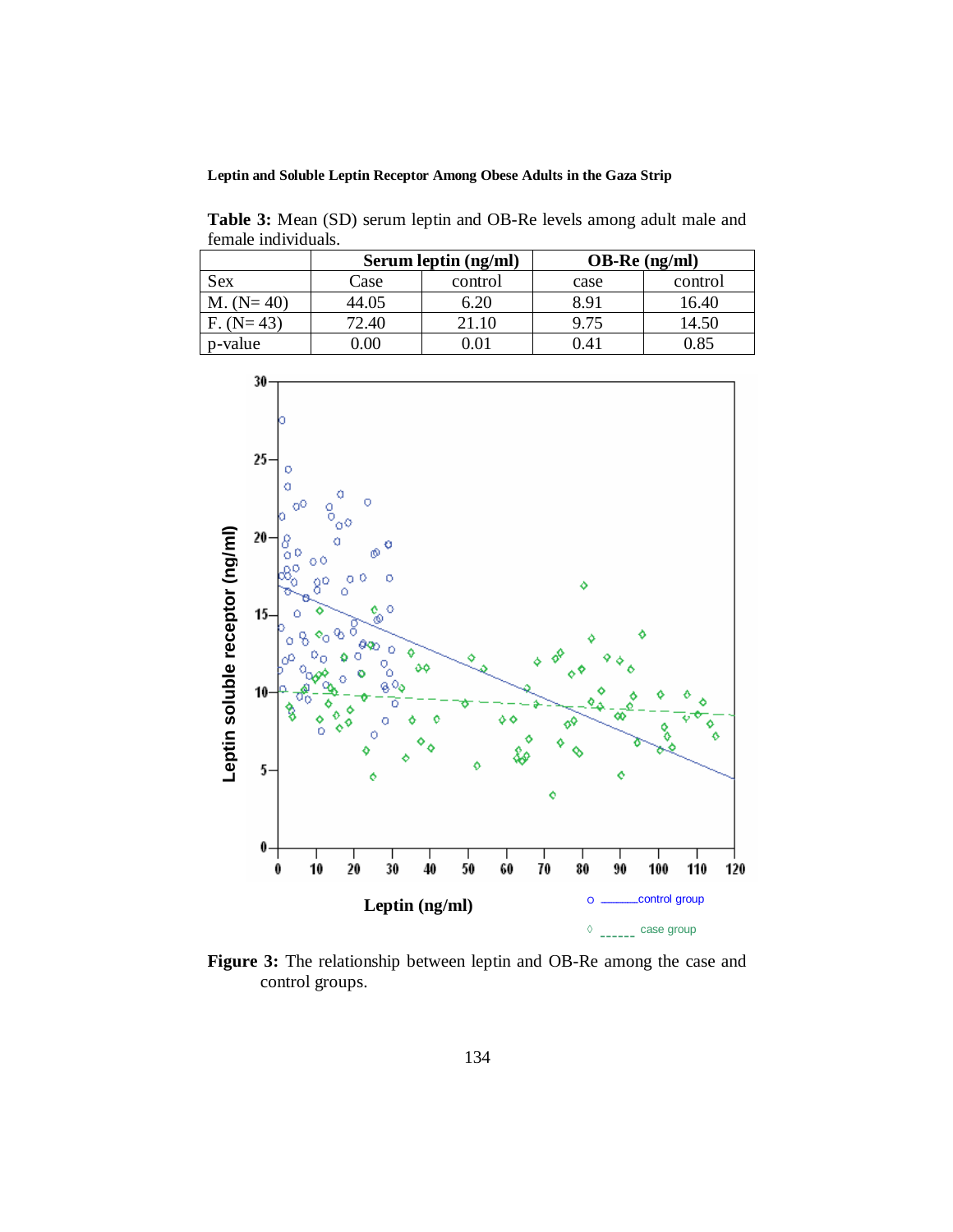**Table 3:** Mean (SD) serum leptin and OB-Re levels among adult male and female individuals.

| | Serum leptin (ng/ml) | | OB-Re (ng/ml) | |
|---|---|---|---|---|
| Sex | Case | control | case | control |
| M. (N= 40) | 44.05 | 6.20 | 8.91 | 16.40 |
| F. (N= 43) | 72.40 | 21.10 | 9.75 | 14.50 |
| p-value | 0.00 | 0.01 | 0.41 | 0.85 |

**Figure 3:** The relationship between leptin and OB-Re among the case and control groups.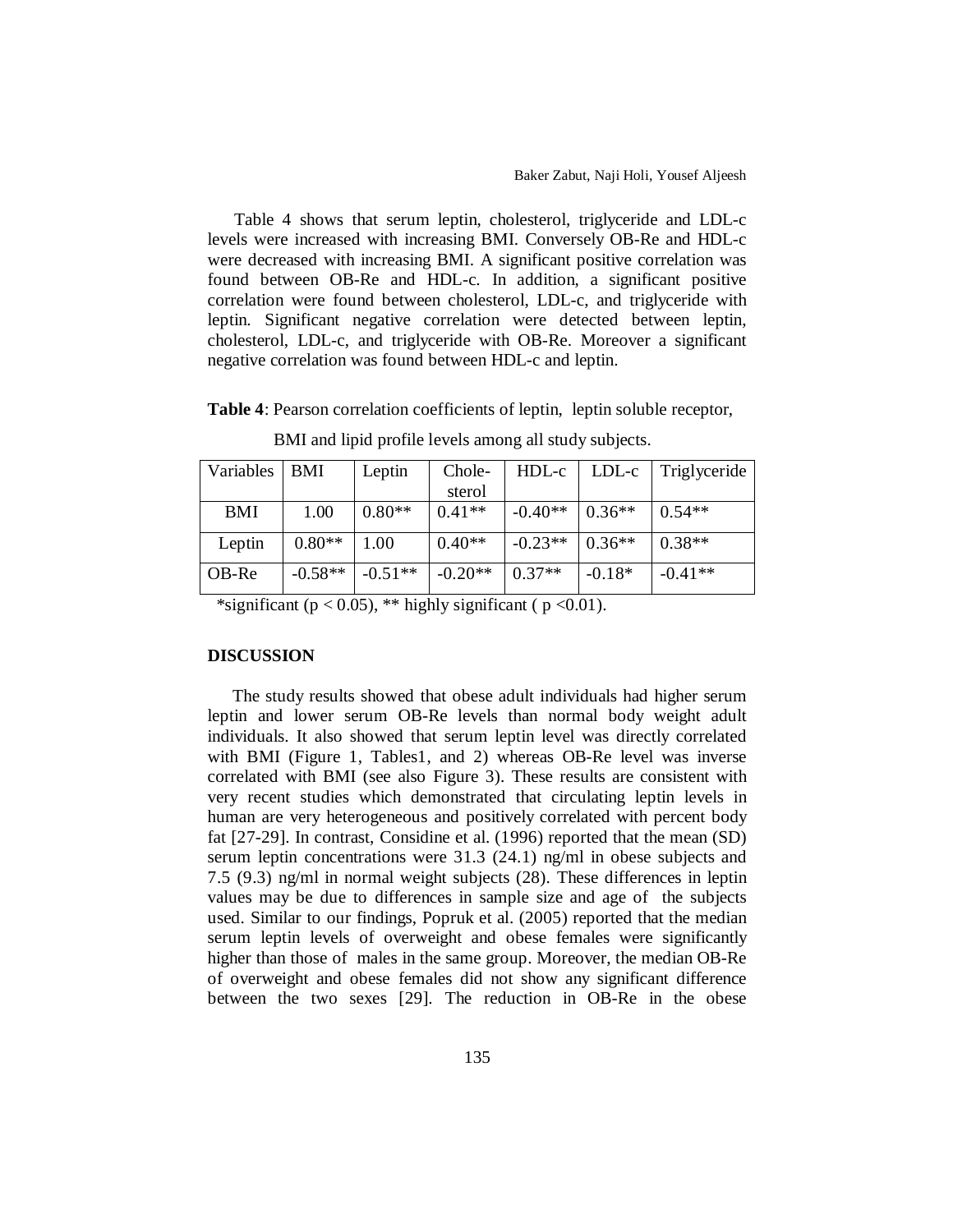Table 4 shows that serum leptin, cholesterol, triglyceride and LDL-c levels were increased with increasing BMI. Conversely OB-Re and HDL-c were decreased with increasing BMI. A significant positive correlation was found between OB-Re and HDL-c. In addition, a significant positive correlation were found between cholesterol, LDL-c, and triglyceride with leptin. Significant negative correlation were detected between leptin, cholesterol, LDL-c, and triglyceride with OB-Re. Moreover a significant negative correlation was found between HDL-c and leptin.

**Table 4**: Pearson correlation coefficients of leptin, leptin soluble receptor, BMI and lipid profile levels among all study subjects.

| Variables | BMI | Leptin | Cholesterol | HDL-c | LDL-c | Triglyceride |
|---|---|---|---|---|---|---|
| BMI | 1.00 | 0.80** | 0.41** | -0.40** | 0.36** | 0.54** |
| Leptin | 0.80** | 1.00 | 0.40** | -0.23** | 0.36** | 0.38** |
| OB-Re | -0.58** | -0.51** | -0.20** | 0.37** | -0.18* | -0.41** |

*significant ($p < 0.05$), ** highly significant ( $p < 0.01$).

## DISCUSSION

The study results showed that obese adult individuals had higher serum leptin and lower serum OB-Re levels than normal body weight adult individuals. It also showed that serum leptin level was directly correlated with BMI (Figure 1, Tables1, and 2) whereas OB-Re level was inverse correlated with BMI (see also Figure 3). These results are consistent with very recent studies which demonstrated that circulating leptin levels in human are very heterogeneous and positively correlated with percent body fat [27-29]. In contrast, Considine et al. (1996) reported that the mean (SD) serum leptin concentrations were 31.3 (24.1) ng/ml in obese subjects and 7.5 (9.3) ng/ml in normal weight subjects (28). These differences in leptin values may be due to differences in sample size and age of the subjects used. Similar to our findings, Popruk et al. (2005) reported that the median serum leptin levels of overweight and obese females were significantly higher than those of males in the same group. Moreover, the median OB-Re of overweight and obese females did not show any significant difference between the two sexes [29]. The reduction in OB-Re in the obese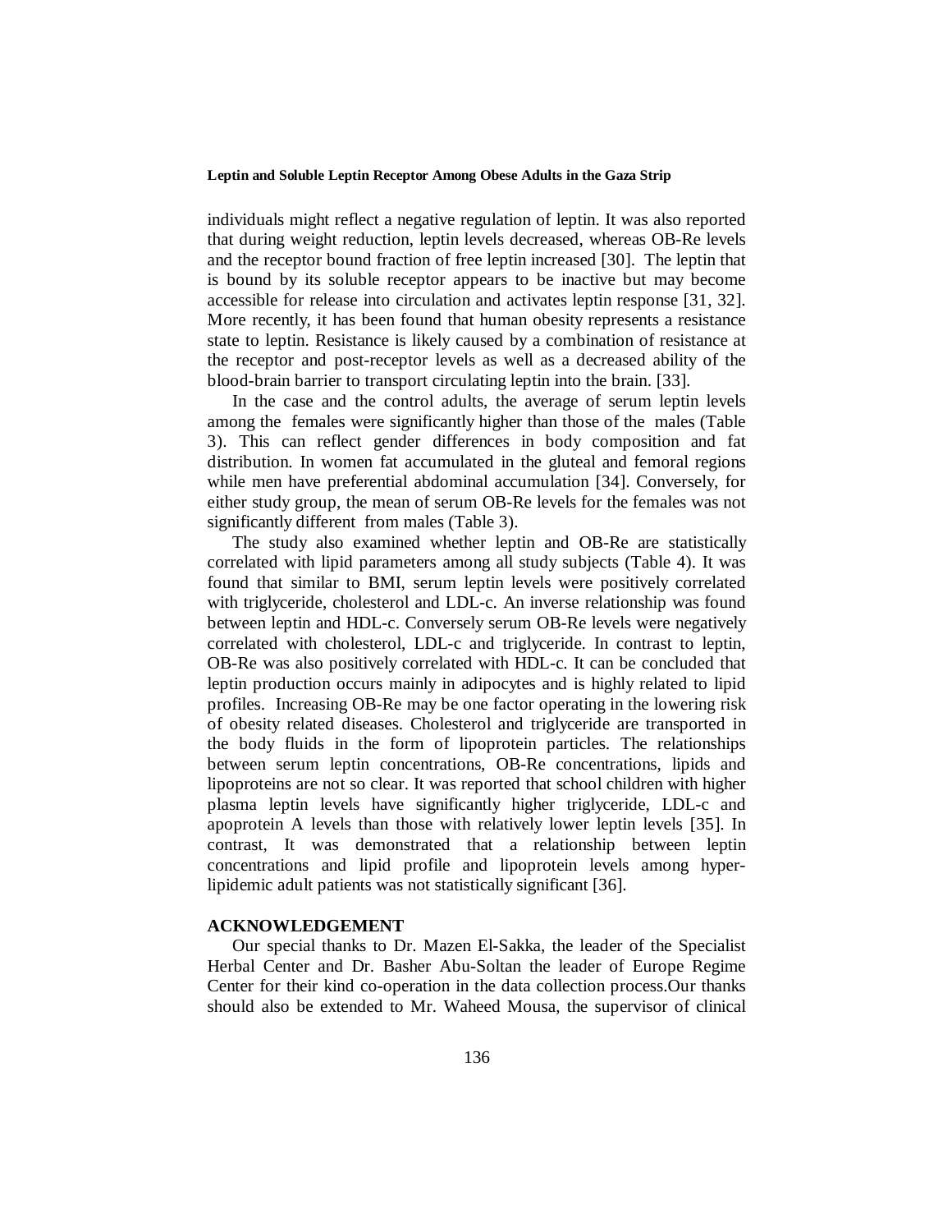individuals might reflect a negative regulation of leptin. It was also reported that during weight reduction, leptin levels decreased, whereas OB-Re levels and the receptor bound fraction of free leptin increased [30]. The leptin that is bound by its soluble receptor appears to be inactive but may become accessible for release into circulation and activates leptin response [31, 32]. More recently, it has been found that human obesity represents a resistance state to leptin. Resistance is likely caused by a combination of resistance at the receptor and post-receptor levels as well as a decreased ability of the blood-brain barrier to transport circulating leptin into the brain. [33].

In the case and the control adults, the average of serum leptin levels among the females were significantly higher than those of the males (Table 3). This can reflect gender differences in body composition and fat distribution. In women fat accumulated in the gluteal and femoral regions while men have preferential abdominal accumulation [34]. Conversely, for either study group, the mean of serum OB-Re levels for the females was not significantly different from males (Table 3).

The study also examined whether leptin and OB-Re are statistically correlated with lipid parameters among all study subjects (Table 4). It was found that similar to BMI, serum leptin levels were positively correlated with triglyceride, cholesterol and LDL-c. An inverse relationship was found between leptin and HDL-c. Conversely serum OB-Re levels were negatively correlated with cholesterol, LDL-c and triglyceride. In contrast to leptin, OB-Re was also positively correlated with HDL-c. It can be concluded that leptin production occurs mainly in adipocytes and is highly related to lipid profiles. Increasing OB-Re may be one factor operating in the lowering risk of obesity related diseases. Cholesterol and triglyceride are transported in the body fluids in the form of lipoprotein particles. The relationships between serum leptin concentrations, OB-Re concentrations, lipids and lipoproteins are not so clear. It was reported that school children with higher plasma leptin levels have significantly higher triglyceride, LDL-c and apoprotein A levels than those with relatively lower leptin levels [35]. In contrast, It was demonstrated that a relationship between leptin concentrations and lipid profile and lipoprotein levels among hyper-lipidemic adult patients was not statistically significant [36].

## ACKNOWLEDGEMENT

Our special thanks to Dr. Mazen El-Sakka, the leader of the Specialist Herbal Center and Dr. Basher Abu-Soltan the leader of Europe Regime Center for their kind co-operation in the data collection process.Our thanks should also be extended to Mr. Waheed Mousa, the supervisor of clinical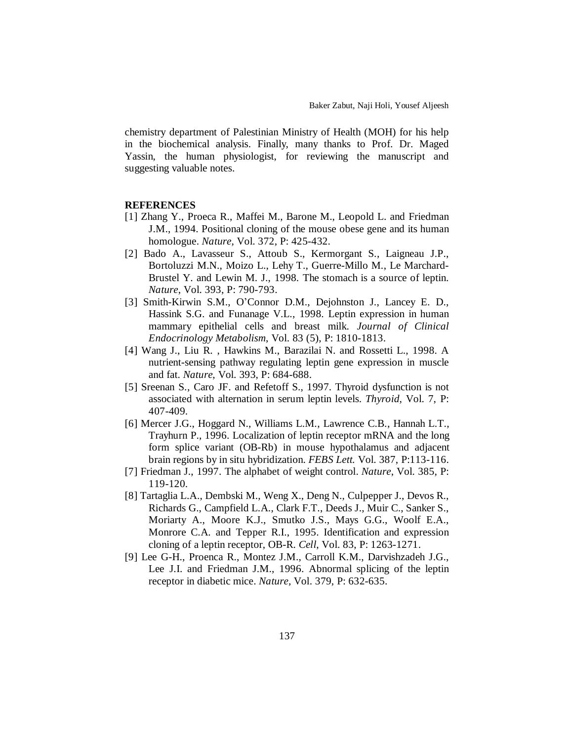chemistry department of Palestinian Ministry of Health (MOH) for his help in the biochemical analysis. Finally, many thanks to Prof. Dr. Maged Yassin, the human physiologist, for reviewing the manuscript and suggesting valuable notes.

## REFERENCES

[1] Zhang Y., Proeca R., Maffei M., Barone M., Leopold L. and Friedman J.M., 1994. Positional cloning of the mouse obese gene and its human homologue. *Nature*, Vol. 372, P: 425-432.

[2] Bado A., Lavasseur S., Attoub S., Kermorgant S., Laigneau J.P., Bortoluzzi M.N., Moizo L., Lehy T., Guerre-Millo M., Le Marchard-Brustel Y. and Lewin M. J., 1998. The stomach is a source of leptin. *Nature*, Vol. 393, P: 790-793.

[3] Smith-Kirwin S.M., O'Connor D.M., Dejohnston J., Lancey E. D., Hassink S.G. and Funanage V.L., 1998. Leptin expression in human mammary epithelial cells and breast milk. *Journal of Clinical Endocrinology Metabolism*, Vol. 83 (5), P: 1810-1813.

[4] Wang J., Liu R. , Hawkins M., Barazilai N. and Rossetti L., 1998. A nutrient-sensing pathway regulating leptin gene expression in muscle and fat. *Nature*, Vol. 393, P: 684-688.

[5] Sreenan S., Caro JF. and Refetoff S., 1997. Thyroid dysfunction is not associated with alternation in serum leptin levels. *Thyroid*, Vol. 7, P: 407-409.

[6] Mercer J.G., Hoggard N., Williams L.M., Lawrence C.B., Hannah L.T., Trayhurn P., 1996. Localization of leptin receptor mRNA and the long form splice variant (OB-Rb) in mouse hypothalamus and adjacent brain regions by in situ hybridization. *FEBS Lett.* Vol. 387, P:113-116.

[7] Friedman J., 1997. The alphabet of weight control. *Nature*, Vol. 385, P: 119-120.

[8] Tartaglia L.A., Dembski M., Weng X., Deng N., Culpepper J., Devos R., Richards G., Campfield L.A., Clark F.T., Deeds J., Muir C., Sanker S., Moriarty A., Moore K.J., Smutko J.S., Mays G.G., Woolf E.A., Monrore C.A. and Tepper R.I., 1995. Identification and expression cloning of a leptin receptor, OB-R. *Cell*, Vol. 83, P: 1263-1271.

[9] Lee G-H., Proenca R., Montez J.M., Carroll K.M., Darvishzadeh J.G., Lee J.I. and Friedman J.M., 1996. Abnormal splicing of the leptin receptor in diabetic mice. *Nature*, Vol. 379, P: 632-635.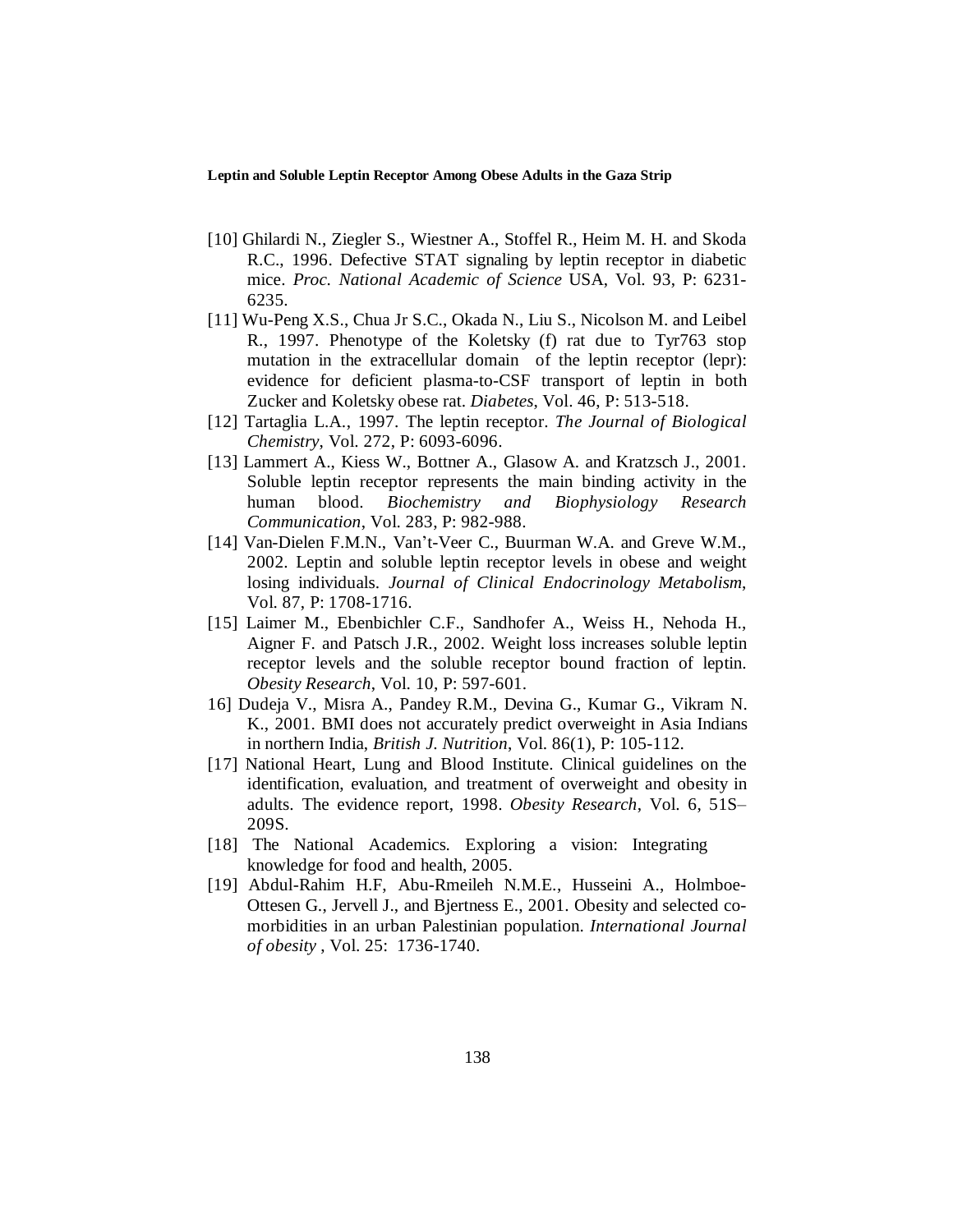[10] Ghilardi N., Ziegler S., Wiestner A., Stoffel R., Heim M. H. and Skoda R.C., 1996. Defective STAT signaling by leptin receptor in diabetic mice. *Proc. National Academic of Science* USA, Vol. 93, P: 6231-6235.

[11] Wu-Peng X.S., Chua Jr S.C., Okada N., Liu S., Nicolson M. and Leibel R., 1997. Phenotype of the Koletsky (f) rat due to Tyr763 stop mutation in the extracellular domain of the leptin receptor (lepr): evidence for deficient plasma-to-CSF transport of leptin in both Zucker and Koletsky obese rat. *Diabetes*, Vol. 46, P: 513-518.

[12] Tartaglia L.A., 1997. The leptin receptor. *The Journal of Biological Chemistry*, Vol. 272, P: 6093-6096.

[13] Lammert A., Kiess W., Bottner A., Glasow A. and Kratzsch J., 2001. Soluble leptin receptor represents the main binding activity in the human blood. *Biochemistry and Biophysiology Research Communication*, Vol. 283, P: 982-988.

[14] Van-Dielen F.M.N., Van't-Veer C., Buurman W.A. and Greve W.M., 2002. Leptin and soluble leptin receptor levels in obese and weight losing individuals. *Journal of Clinical Endocrinology Metabolism*, Vol. 87, P: 1708-1716.

[15] Laimer M., Ebenbichler C.F., Sandhofer A., Weiss H., Nehoda H., Aigner F. and Patsch J.R., 2002. Weight loss increases soluble leptin receptor levels and the soluble receptor bound fraction of leptin. *Obesity Research*, Vol. 10, P: 597-601.

16] Dudeja V., Misra A., Pandey R.M., Devina G., Kumar G., Vikram N. K., 2001. BMI does not accurately predict overweight in Asia Indians in northern India, *British J. Nutrition*, Vol. 86(1), P: 105-112.

[17] National Heart, Lung and Blood Institute. Clinical guidelines on the identification, evaluation, and treatment of overweight and obesity in adults. The evidence report, 1998. *Obesity Research*, Vol. 6, 51S–209S.

[18] The National Academics. Exploring a vision: Integrating knowledge for food and health, 2005.

[19] Abdul-Rahim H.F, Abu-Rmeileh N.M.E., Husseini A., Holmboe-Ottesen G., Jervell J., and Bjertness E., 2001. Obesity and selected co-morbidities in an urban Palestinian population. *International Journal of obesity* , Vol. 25: 1736-1740.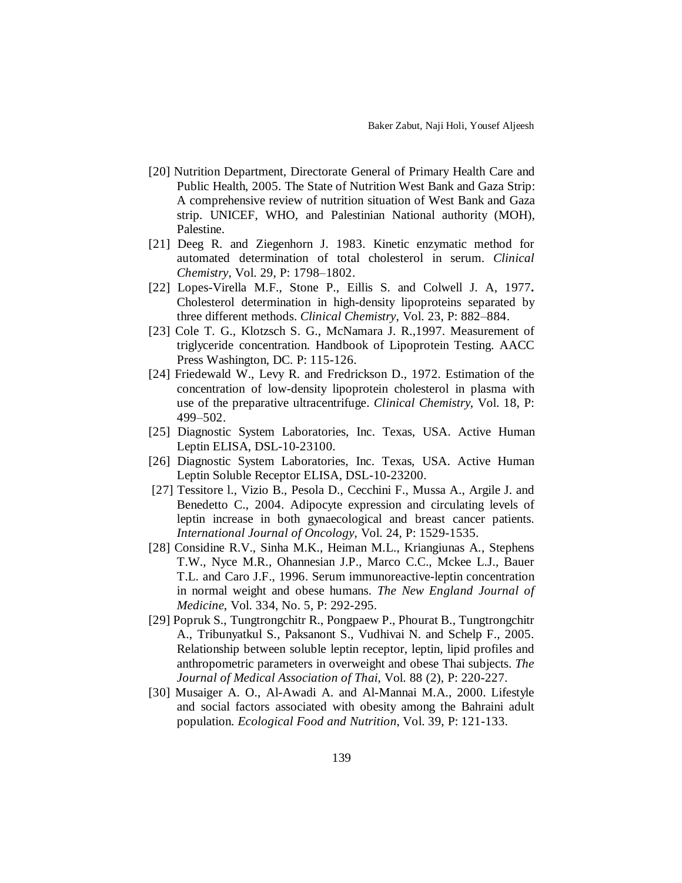[20] Nutrition Department, Directorate General of Primary Health Care and Public Health, 2005. The State of Nutrition West Bank and Gaza Strip: A comprehensive review of nutrition situation of West Bank and Gaza strip. UNICEF, WHO, and Palestinian National authority (MOH), Palestine.

[21] Deeg R. and Ziegenhorn J. 1983. Kinetic enzymatic method for automated determination of total cholesterol in serum. *Clinical Chemistry*, Vol. 29, P: 1798–1802.

[22] Lopes-Virella M.F., Stone P., Eillis S. and Colwell J. A, 1977**.** Cholesterol determination in high-density lipoproteins separated by three different methods. *Clinical Chemistry*, Vol. 23, P: 882–884.

[23] Cole T. G., Klotzsch S. G., McNamara J. R.,1997. Measurement of triglyceride concentration. Handbook of Lipoprotein Testing. AACC Press Washington, DC. P: 115-126.

[24] Friedewald W., Levy R. and Fredrickson D., 1972. Estimation of the concentration of low-density lipoprotein cholesterol in plasma with use of the preparative ultracentrifuge. *Clinical Chemistry*, Vol. 18, P: 499–502.

[25] Diagnostic System Laboratories, Inc. Texas, USA. Active Human Leptin ELISA, DSL-10-23100.

[26] Diagnostic System Laboratories, Inc. Texas, USA. Active Human Leptin Soluble Receptor ELISA, DSL-10-23200.

[27] Tessitore l., Vizio B., Pesola D., Cecchini F., Mussa A., Argile J. and Benedetto C., 2004. Adipocyte expression and circulating levels of leptin increase in both gynaecological and breast cancer patients. *International Journal of Oncology*, Vol. 24, P: 1529-1535.

[28] Considine R.V., Sinha M.K., Heiman M.L., Kriangiunas A., Stephens T.W., Nyce M.R., Ohannesian J.P., Marco C.C., Mckee L.J., Bauer T.L. and Caro J.F., 1996. Serum immunoreactive-leptin concentration in normal weight and obese humans. *The New England Journal of Medicine*, Vol. 334, No. 5, P: 292-295.

[29] Popruk S., Tungtrongchitr R., Pongpaew P., Phourat B., Tungtrongchitr A., Tribunyatkul S., Paksanont S., Vudhivai N. and Schelp F., 2005. Relationship between soluble leptin receptor, leptin, lipid profiles and anthropometric parameters in overweight and obese Thai subjects. *The Journal of Medical Association of Thai*, Vol. 88 (2), P: 220-227.

[30] Musaiger A. O., Al-Awadi A. and Al-Mannai M.A., 2000. Lifestyle and social factors associated with obesity among the Bahraini adult population. *Ecological Food and Nutrition*, Vol. 39, P: 121-133.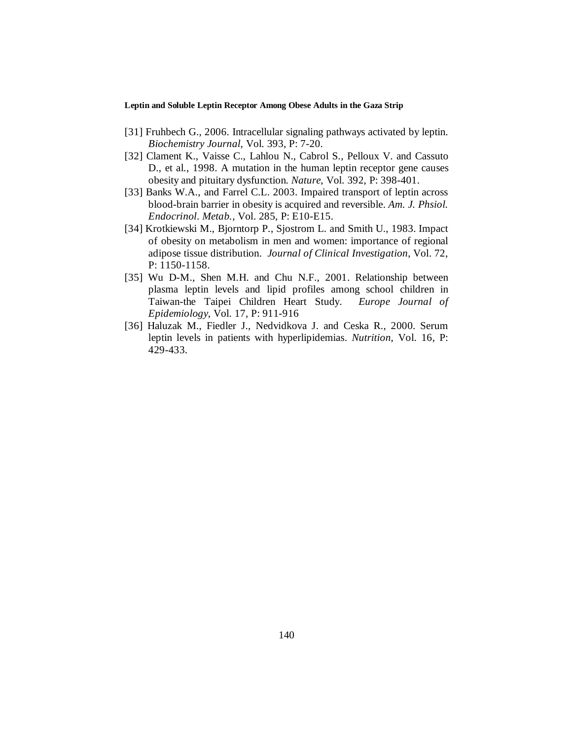[31] Fruhbech G., 2006. Intracellular signaling pathways activated by leptin. *Biochemistry Journal*, Vol. 393, P: 7-20.

[32] Clament K., Vaisse C., Lahlou N., Cabrol S., Pelloux V. and Cassuto D., et al., 1998. A mutation in the human leptin receptor gene causes obesity and pituitary dysfunction. *Nature*, Vol. 392, P: 398-401.

[33] Banks W.A., and Farrel C.L. 2003. Impaired transport of leptin across blood-brain barrier in obesity is acquired and reversible. *Am. J. Phsiol. Endocrinol. Metab.*, Vol. 285, P: E10-E15.

[34] Krotkiewski M., Bjorntorp P., Sjostrom L. and Smith U., 1983. Impact of obesity on metabolism in men and women: importance of regional adipose tissue distribution. *Journal of Clinical Investigation*, Vol. 72, P: 1150-1158.

[35] Wu D-M., Shen M.H. and Chu N.F., 2001. Relationship between plasma leptin levels and lipid profiles among school children in Taiwan-the Taipei Children Heart Study. *Europe Journal of Epidemiology*, Vol. 17, P: 911-916

[36] Haluzak M., Fiedler J., Nedvidkova J. and Ceska R., 2000. Serum leptin levels in patients with hyperlipidemias. *Nutrition*, Vol. 16, P: 429-433.